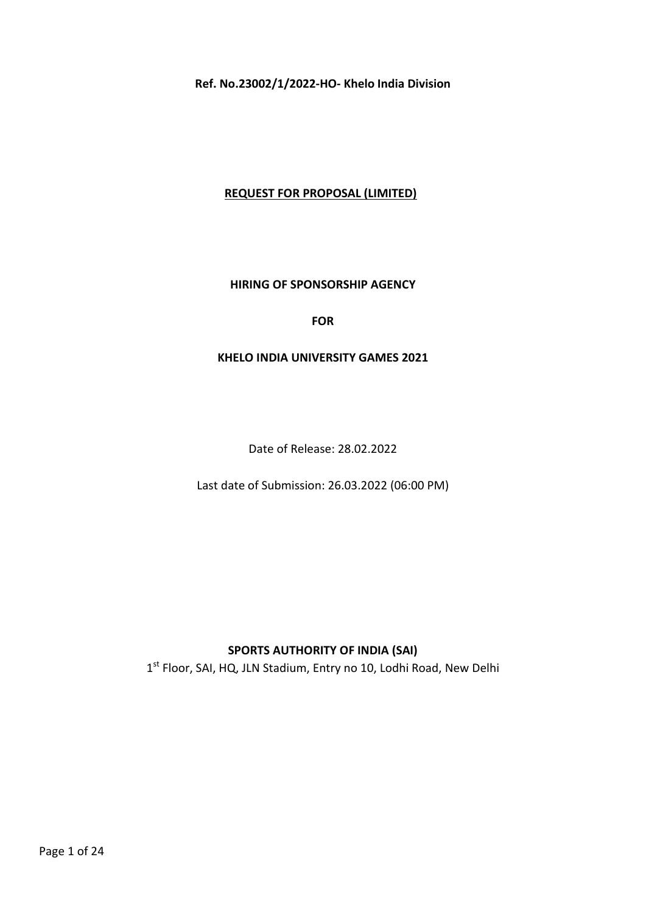**Ref. No.23002/1/2022-HO- Khelo India Division**

# REQUEST FOR PROPOSAL (LIMITED)

## HIRING OF SPONSORSHIP AGENCY

## FOR

## KHELO INDIA UNIVERSITY GAMES 2021

Date of Release: 28.02.2022

Last date of Submission: 26.03.2022 (06:00 PM)

**SPORTS AUTHORITY OF INDIA (SAI)**

1st Floor, SAI, HQ, JLN Stadium, Entry no 10, Lodhi Road, New Delhi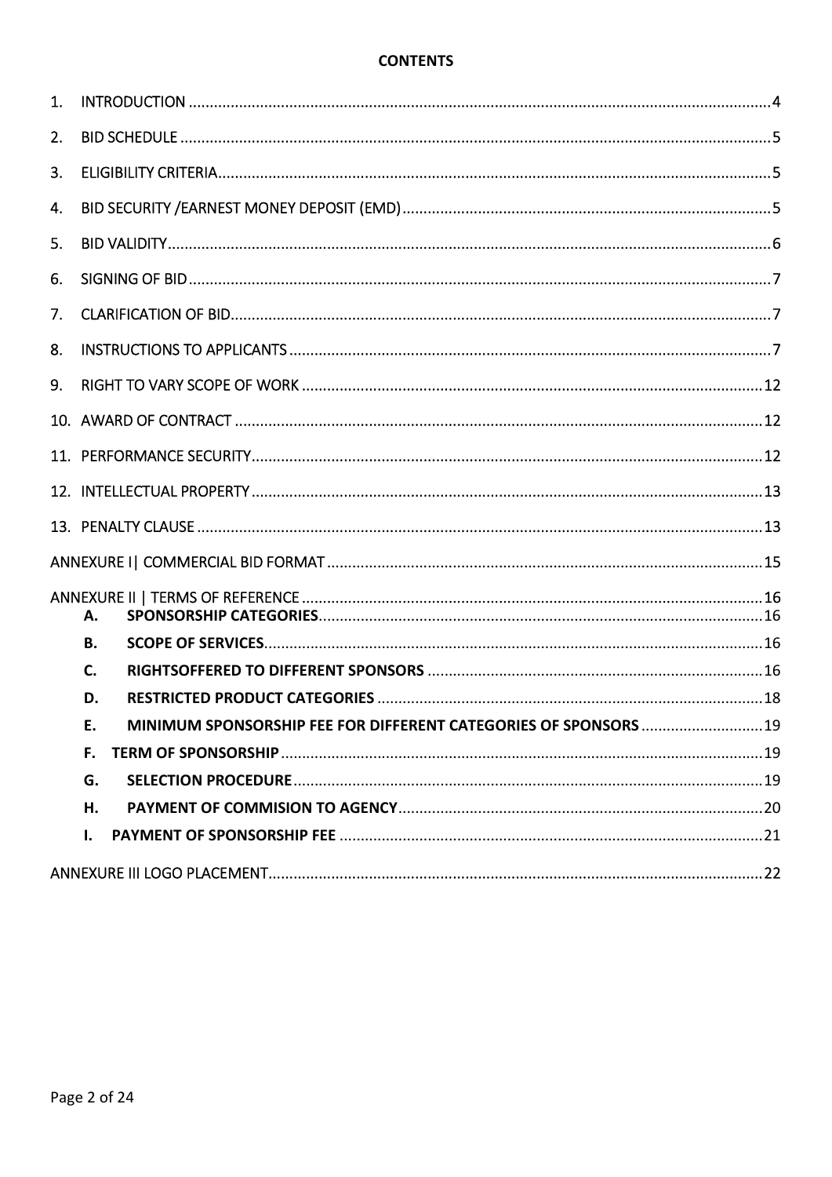**CONTENTS**

1. INTRODUCTION ....................................................................................................................................4
2. BID SCHEDULE .....................................................................................................................................5
3. ELIGIBILITY CRITERIA...........................................................................................................................5
4. BID SECURITY /EARNEST MONEY DEPOSIT (EMD).................................................................................5
5. BID VALIDITY.......................................................................................................................................6
6. SIGNING OF BID ..................................................................................................................................7
7. CLARIFICATION OF BID.........................................................................................................................7
8. INSTRUCTIONS TO APPLICANTS ...........................................................................................................7
9. RIGHT TO VARY SCOPE OF WORK .......................................................................................................12
10. AWARD OF CONTRACT .......................................................................................................................12
11. PERFORMANCE SECURITY...................................................................................................................12
12. INTELLECTUAL PROPERTY ...................................................................................................................13
13. PENALTY CLAUSE ...............................................................................................................................13

ANNEXURE I| COMMERCIAL BID FORMAT ................................................................................................15

ANNEXURE II | TERMS OF REFERENCE .......................................................................................................16

- **A. SPONSORSHIP CATEGORIES**....................................................................................................16
- **B. SCOPE OF SERVICES**..................................................................................................................16
- **C. RIGHTSOFFERED TO DIFFERENT SPONSORS** ...........................................................................16
- **D. RESTRICTED PRODUCT CATEGORIES** .......................................................................................18
- **E. MINIMUM SPONSORSHIP FEE FOR DIFFERENT CATEGORIES OF SPONSORS** ............................19
- **F. TERM OF SPONSORSHIP** ..............................................................................................................19
- **G. SELECTION PROCEDURE**..........................................................................................................19
- **H. PAYMENT OF COMMISION TO AGENCY**..................................................................................20
- **I. PAYMENT OF SPONSORSHIP FEE** ...............................................................................................21

ANNEXURE III LOGO PLACEMENT.................................................................................................................22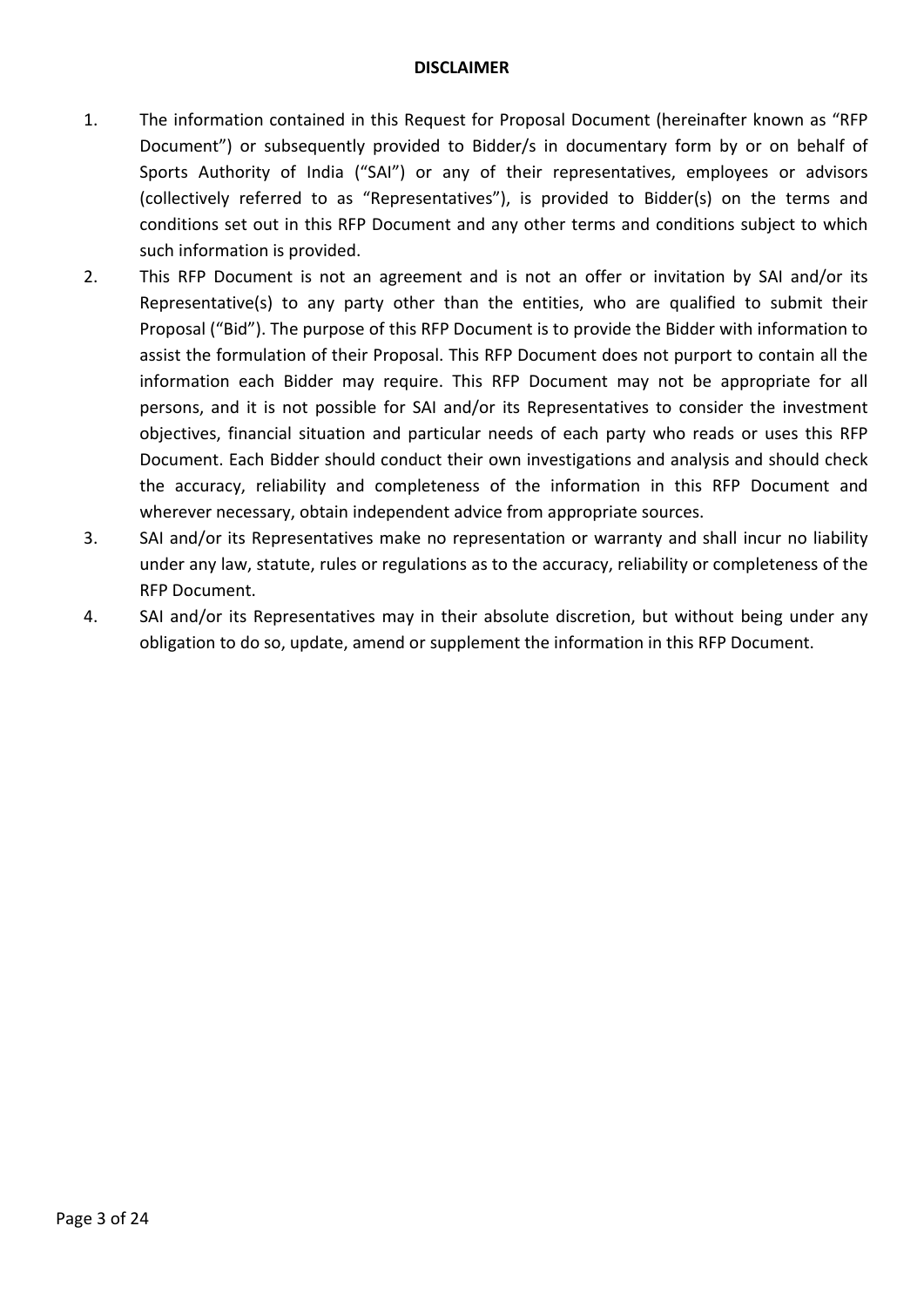## DISCLAIMER

1. The information contained in this Request for Proposal Document (hereinafter known as "RFP Document") or subsequently provided to Bidder/s in documentary form by or on behalf of Sports Authority of India ("SAI") or any of their representatives, employees or advisors (collectively referred to as "Representatives"), is provided to Bidder(s) on the terms and conditions set out in this RFP Document and any other terms and conditions subject to which such information is provided.
2. This RFP Document is not an agreement and is not an offer or invitation by SAI and/or its Representative(s) to any party other than the entities, who are qualified to submit their Proposal ("Bid"). The purpose of this RFP Document is to provide the Bidder with information to assist the formulation of their Proposal. This RFP Document does not purport to contain all the information each Bidder may require. This RFP Document may not be appropriate for all persons, and it is not possible for SAI and/or its Representatives to consider the investment objectives, financial situation and particular needs of each party who reads or uses this RFP Document. Each Bidder should conduct their own investigations and analysis and should check the accuracy, reliability and completeness of the information in this RFP Document and wherever necessary, obtain independent advice from appropriate sources.
3. SAI and/or its Representatives make no representation or warranty and shall incur no liability under any law, statute, rules or regulations as to the accuracy, reliability or completeness of the RFP Document.
4. SAI and/or its Representatives may in their absolute discretion, but without being under any obligation to do so, update, amend or supplement the information in this RFP Document.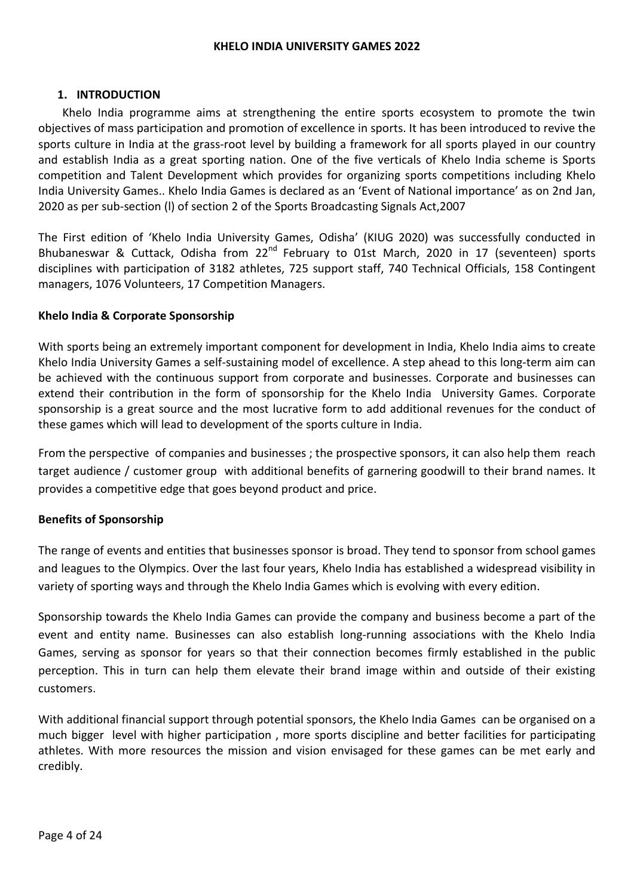## 1. INTRODUCTION

Khelo India programme aims at strengthening the entire sports ecosystem to promote the twin objectives of mass participation and promotion of excellence in sports. It has been introduced to revive the sports culture in India at the grass-root level by building a framework for all sports played in our country and establish India as a great sporting nation. One of the five verticals of Khelo India scheme is Sports competition and Talent Development which provides for organizing sports competitions including Khelo India University Games.. Khelo India Games is declared as an 'Event of National importance' as on 2nd Jan, 2020 as per sub-section (l) of section 2 of the Sports Broadcasting Signals Act,2007

The First edition of 'Khelo India University Games, Odisha' (KIUG 2020) was successfully conducted in Bhubaneswar & Cuttack, Odisha from 22nd February to 01st March, 2020 in 17 (seventeen) sports disciplines with participation of 3182 athletes, 725 support staff, 740 Technical Officials, 158 Contingent managers, 1076 Volunteers, 17 Competition Managers.

### Khelo India & Corporate Sponsorship

With sports being an extremely important component for development in India, Khelo India aims to create Khelo India University Games a self-sustaining model of excellence. A step ahead to this long-term aim can be achieved with the continuous support from corporate and businesses. Corporate and businesses can extend their contribution in the form of sponsorship for the Khelo India University Games. Corporate sponsorship is a great source and the most lucrative form to add additional revenues for the conduct of these games which will lead to development of the sports culture in India.

From the perspective of companies and businesses ; the prospective sponsors, it can also help them reach target audience / customer group with additional benefits of garnering goodwill to their brand names. It provides a competitive edge that goes beyond product and price.

### Benefits of Sponsorship

The range of events and entities that businesses sponsor is broad. They tend to sponsor from school games and leagues to the Olympics. Over the last four years, Khelo India has established a widespread visibility in variety of sporting ways and through the Khelo India Games which is evolving with every edition.

Sponsorship towards the Khelo India Games can provide the company and business become a part of the event and entity name. Businesses can also establish long-running associations with the Khelo India Games, serving as sponsor for years so that their connection becomes firmly established in the public perception. This in turn can help them elevate their brand image within and outside of their existing customers.

With additional financial support through potential sponsors, the Khelo India Games can be organised on a much bigger level with higher participation , more sports discipline and better facilities for participating athletes. With more resources the mission and vision envisaged for these games can be met early and credibly.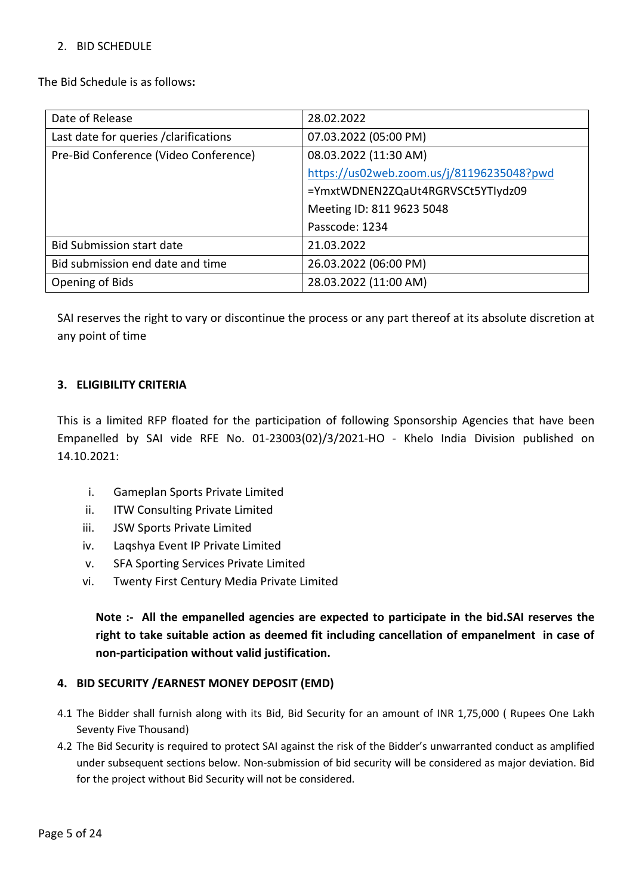## 2. BID SCHEDULE

The Bid Schedule is as follows**:**

| | |
|---|---|
| Date of Release | 28.02.2022 |
| Last date for queries /clarifications | 07.03.2022 (05:00 PM) |
| Pre-Bid Conference (Video Conference) | 08.03.2022 (11:30 AM)<br>https://us02web.zoom.us/j/81196235048?pwd=YmxtWDNEN2ZQaUt4RGRVSCt5YTlydz09<br>Meeting ID: 811 9623 5048<br>Passcode: 1234 |
| Bid Submission start date | 21.03.2022 |
| Bid submission end date and time | 26.03.2022 (06:00 PM) |
| Opening of Bids | 28.03.2022 (11:00 AM) |

SAI reserves the right to vary or discontinue the process or any part thereof at its absolute discretion at any point of time

## 3. ELIGIBILITY CRITERIA

This is a limited RFP floated for the participation of following Sponsorship Agencies that have been Empanelled by SAI vide RFE No. 01-23003(02)/3/2021-HO - Khelo India Division published on 14.10.2021:

i. Gameplan Sports Private Limited
ii. ITW Consulting Private Limited
iii. JSW Sports Private Limited
iv. Laqshya Event IP Private Limited
v. SFA Sporting Services Private Limited
vi. Twenty First Century Media Private Limited

**Note :- All the empanelled agencies are expected to participate in the bid.SAI reserves the right to take suitable action as deemed fit including cancellation of empanelment in case of non-participation without valid justification.**

## 4. BID SECURITY /EARNEST MONEY DEPOSIT (EMD)

4.1 The Bidder shall furnish along with its Bid, Bid Security for an amount of INR 1,75,000 ( Rupees One Lakh Seventy Five Thousand)

4.2 The Bid Security is required to protect SAI against the risk of the Bidder's unwarranted conduct as amplified under subsequent sections below. Non-submission of bid security will be considered as major deviation. Bid for the project without Bid Security will not be considered.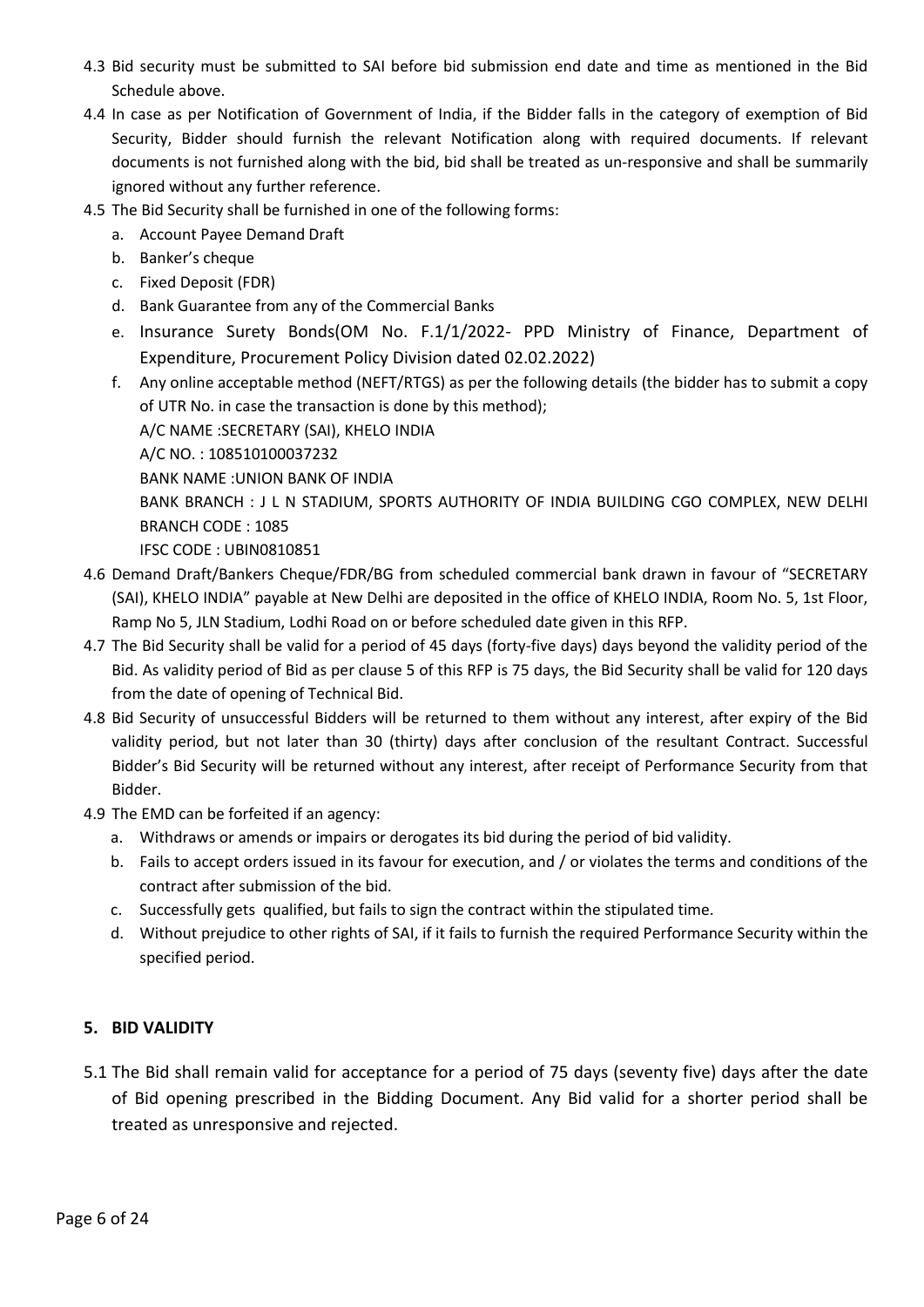4.3 Bid security must be submitted to SAI before bid submission end date and time as mentioned in the Bid Schedule above.

4.4 In case as per Notification of Government of India, if the Bidder falls in the category of exemption of Bid Security, Bidder should furnish the relevant Notification along with required documents. If relevant documents is not furnished along with the bid, bid shall be treated as un-responsive and shall be summarily ignored without any further reference.

4.5 The Bid Security shall be furnished in one of the following forms:

   a. Account Payee Demand Draft
   b. Banker's cheque
   c. Fixed Deposit (FDR)
   d. Bank Guarantee from any of the Commercial Banks
   e. Insurance Surety Bonds(OM No. F.1/1/2022- PPD Ministry of Finance, Department of Expenditure, Procurement Policy Division dated 02.02.2022)
   f. Any online acceptable method (NEFT/RTGS) as per the following details (the bidder has to submit a copy of UTR No. in case the transaction is done by this method);
      A/C NAME :SECRETARY (SAI), KHELO INDIA
      A/C NO. : 108510100037232
      BANK NAME :UNION BANK OF INDIA
      BANK BRANCH : J L N STADIUM, SPORTS AUTHORITY OF INDIA BUILDING CGO COMPLEX, NEW DELHI
      BRANCH CODE : 1085
      IFSC CODE : UBIN0810851

4.6 Demand Draft/Bankers Cheque/FDR/BG from scheduled commercial bank drawn in favour of "SECRETARY (SAI), KHELO INDIA" payable at New Delhi are deposited in the office of KHELO INDIA, Room No. 5, 1st Floor, Ramp No 5, JLN Stadium, Lodhi Road on or before scheduled date given in this RFP.

4.7 The Bid Security shall be valid for a period of 45 days (forty-five days) days beyond the validity period of the Bid. As validity period of Bid as per clause 5 of this RFP is 75 days, the Bid Security shall be valid for 120 days from the date of opening of Technical Bid.

4.8 Bid Security of unsuccessful Bidders will be returned to them without any interest, after expiry of the Bid validity period, but not later than 30 (thirty) days after conclusion of the resultant Contract. Successful Bidder's Bid Security will be returned without any interest, after receipt of Performance Security from that Bidder.

4.9 The EMD can be forfeited if an agency:

   a. Withdraws or amends or impairs or derogates its bid during the period of bid validity.
   b. Fails to accept orders issued in its favour for execution, and / or violates the terms and conditions of the contract after submission of the bid.
   c. Successfully gets qualified, but fails to sign the contract within the stipulated time.
   d. Without prejudice to other rights of SAI, if it fails to furnish the required Performance Security within the specified period.

## 5. BID VALIDITY

5.1 The Bid shall remain valid for acceptance for a period of 75 days (seventy five) days after the date of Bid opening prescribed in the Bidding Document. Any Bid valid for a shorter period shall be treated as unresponsive and rejected.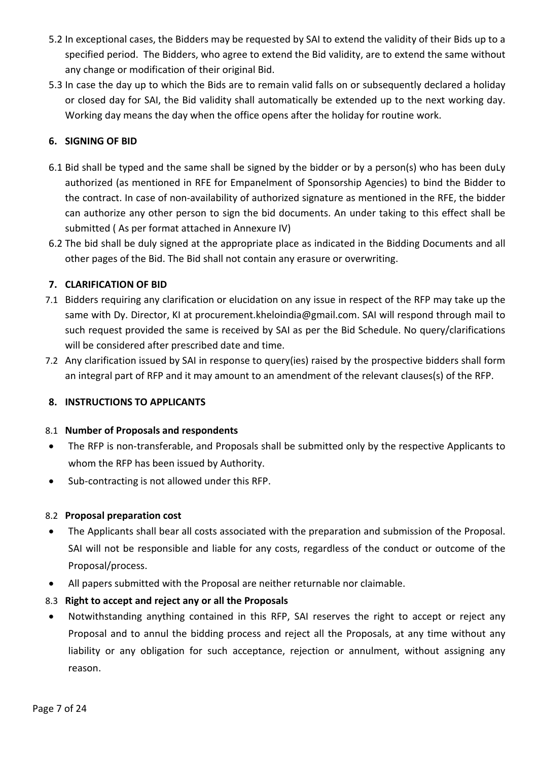5.2 In exceptional cases, the Bidders may be requested by SAI to extend the validity of their Bids up to a specified period. The Bidders, who agree to extend the Bid validity, are to extend the same without any change or modification of their original Bid.

5.3 In case the day up to which the Bids are to remain valid falls on or subsequently declared a holiday or closed day for SAI, the Bid validity shall automatically be extended up to the next working day. Working day means the day when the office opens after the holiday for routine work.

## 6. SIGNING OF BID

6.1 Bid shall be typed and the same shall be signed by the bidder or by a person(s) who has been duLy authorized (as mentioned in RFE for Empanelment of Sponsorship Agencies) to bind the Bidder to the contract. In case of non-availability of authorized signature as mentioned in the RFE, the bidder can authorize any other person to sign the bid documents. An under taking to this effect shall be submitted ( As per format attached in Annexure IV)

6.2 The bid shall be duly signed at the appropriate place as indicated in the Bidding Documents and all other pages of the Bid. The Bid shall not contain any erasure or overwriting.

## 7. CLARIFICATION OF BID

7.1 Bidders requiring any clarification or elucidation on any issue in respect of the RFP may take up the same with Dy. Director, KI at procurement.kheloindia@gmail.com. SAI will respond through mail to such request provided the same is received by SAI as per the Bid Schedule. No query/clarifications will be considered after prescribed date and time.

7.2 Any clarification issued by SAI in response to query(ies) raised by the prospective bidders shall form an integral part of RFP and it may amount to an amendment of the relevant clauses(s) of the RFP.

## 8. INSTRUCTIONS TO APPLICANTS

### 8.1 Number of Proposals and respondents

- The RFP is non-transferable, and Proposals shall be submitted only by the respective Applicants to whom the RFP has been issued by Authority.
- Sub-contracting is not allowed under this RFP.

### 8.2 Proposal preparation cost

- The Applicants shall bear all costs associated with the preparation and submission of the Proposal. SAI will not be responsible and liable for any costs, regardless of the conduct or outcome of the Proposal/process.
- All papers submitted with the Proposal are neither returnable nor claimable.

### 8.3 Right to accept and reject any or all the Proposals

- Notwithstanding anything contained in this RFP, SAI reserves the right to accept or reject any Proposal and to annul the bidding process and reject all the Proposals, at any time without any liability or any obligation for such acceptance, rejection or annulment, without assigning any reason.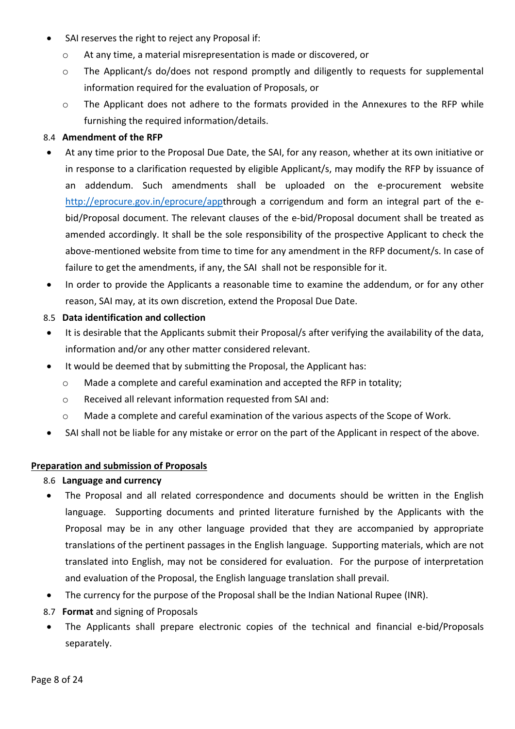- SAI reserves the right to reject any Proposal if:
  - At any time, a material misrepresentation is made or discovered, or
  - The Applicant/s do/does not respond promptly and diligently to requests for supplemental information required for the evaluation of Proposals, or
  - The Applicant does not adhere to the formats provided in the Annexures to the RFP while furnishing the required information/details.

### 8.4 Amendment of the RFP

- At any time prior to the Proposal Due Date, the SAI, for any reason, whether at its own initiative or in response to a clarification requested by eligible Applicant/s, may modify the RFP by issuance of an addendum. Such amendments shall be uploaded on the e-procurement website [http://eprocure.gov.in/eprocure/app](http://eprocure.gov.in/eprocure/app)through a corrigendum and form an integral part of the e-bid/Proposal document. The relevant clauses of the e-bid/Proposal document shall be treated as amended accordingly. It shall be the sole responsibility of the prospective Applicant to check the above-mentioned website from time to time for any amendment in the RFP document/s. In case of failure to get the amendments, if any, the SAI shall not be responsible for it.
- In order to provide the Applicants a reasonable time to examine the addendum, or for any other reason, SAI may, at its own discretion, extend the Proposal Due Date.

### 8.5 Data identification and collection

- It is desirable that the Applicants submit their Proposal/s after verifying the availability of the data, information and/or any other matter considered relevant.
- It would be deemed that by submitting the Proposal, the Applicant has:
  - Made a complete and careful examination and accepted the RFP in totality;
  - Received all relevant information requested from SAI and:
  - Made a complete and careful examination of the various aspects of the Scope of Work.
- SAI shall not be liable for any mistake or error on the part of the Applicant in respect of the above.

## Preparation and submission of Proposals

### 8.6 Language and currency

- The Proposal and all related correspondence and documents should be written in the English language. Supporting documents and printed literature furnished by the Applicants with the Proposal may be in any other language provided that they are accompanied by appropriate translations of the pertinent passages in the English language. Supporting materials, which are not translated into English, may not be considered for evaluation. For the purpose of interpretation and evaluation of the Proposal, the English language translation shall prevail.
- The currency for the purpose of the Proposal shall be the Indian National Rupee (INR).

### 8.7 **Format** and signing of Proposals

- The Applicants shall prepare electronic copies of the technical and financial e-bid/Proposals separately.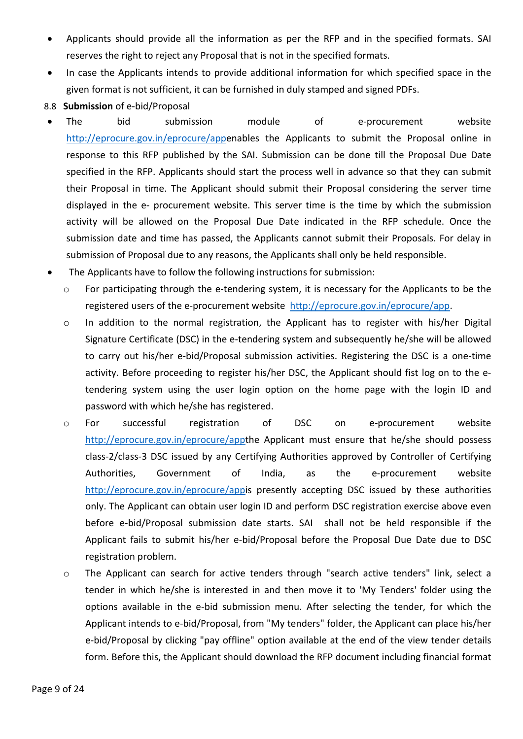- Applicants should provide all the information as per the RFP and in the specified formats. SAI reserves the right to reject any Proposal that is not in the specified formats.
- In case the Applicants intends to provide additional information for which specified space in the given format is not sufficient, it can be furnished in duly stamped and signed PDFs.

8.8 **Submission** of e-bid/Proposal

- The bid submission module of e-procurement website http://eprocure.gov.in/eprocure/appenables the Applicants to submit the Proposal online in response to this RFP published by the SAI. Submission can be done till the Proposal Due Date specified in the RFP. Applicants should start the process well in advance so that they can submit their Proposal in time. The Applicant should submit their Proposal considering the server time displayed in the e- procurement website. This server time is the time by which the submission activity will be allowed on the Proposal Due Date indicated in the RFP schedule. Once the submission date and time has passed, the Applicants cannot submit their Proposals. For delay in submission of Proposal due to any reasons, the Applicants shall only be held responsible.
- The Applicants have to follow the following instructions for submission:
  - For participating through the e-tendering system, it is necessary for the Applicants to be the registered users of the e-procurement website http://eprocure.gov.in/eprocure/app.
  - In addition to the normal registration, the Applicant has to register with his/her Digital Signature Certificate (DSC) in the e-tendering system and subsequently he/she will be allowed to carry out his/her e-bid/Proposal submission activities. Registering the DSC is a one-time activity. Before proceeding to register his/her DSC, the Applicant should fist log on to the e-tendering system using the user login option on the home page with the login ID and password with which he/she has registered.
  - For successful registration of DSC on e-procurement website http://eprocure.gov.in/eprocure/appthe Applicant must ensure that he/she should possess class-2/class-3 DSC issued by any Certifying Authorities approved by Controller of Certifying Authorities, Government of India, as the e-procurement website http://eprocure.gov.in/eprocure/appis presently accepting DSC issued by these authorities only. The Applicant can obtain user login ID and perform DSC registration exercise above even before e-bid/Proposal submission date starts. SAI shall not be held responsible if the Applicant fails to submit his/her e-bid/Proposal before the Proposal Due Date due to DSC registration problem.
  - The Applicant can search for active tenders through "search active tenders" link, select a tender in which he/she is interested in and then move it to 'My Tenders' folder using the options available in the e-bid submission menu. After selecting the tender, for which the Applicant intends to e-bid/Proposal, from "My tenders" folder, the Applicant can place his/her e-bid/Proposal by clicking "pay offline" option available at the end of the view tender details form. Before this, the Applicant should download the RFP document including financial format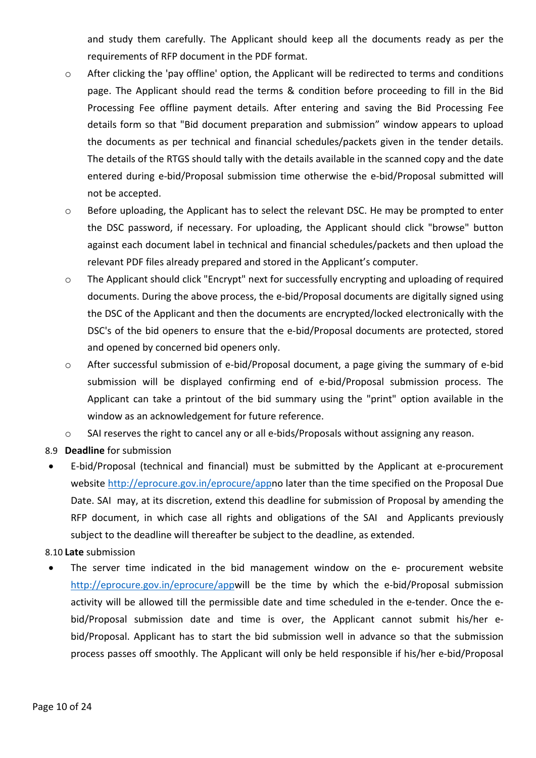and study them carefully. The Applicant should keep all the documents ready as per the requirements of RFP document in the PDF format.

- After clicking the 'pay offline' option, the Applicant will be redirected to terms and conditions page. The Applicant should read the terms & condition before proceeding to fill in the Bid Processing Fee offline payment details. After entering and saving the Bid Processing Fee details form so that "Bid document preparation and submission" window appears to upload the documents as per technical and financial schedules/packets given in the tender details. The details of the RTGS should tally with the details available in the scanned copy and the date entered during e-bid/Proposal submission time otherwise the e-bid/Proposal submitted will not be accepted.
- Before uploading, the Applicant has to select the relevant DSC. He may be prompted to enter the DSC password, if necessary. For uploading, the Applicant should click "browse" button against each document label in technical and financial schedules/packets and then upload the relevant PDF files already prepared and stored in the Applicant's computer.
- The Applicant should click "Encrypt" next for successfully encrypting and uploading of required documents. During the above process, the e-bid/Proposal documents are digitally signed using the DSC of the Applicant and then the documents are encrypted/locked electronically with the DSC's of the bid openers to ensure that the e-bid/Proposal documents are protected, stored and opened by concerned bid openers only.
- After successful submission of e-bid/Proposal document, a page giving the summary of e-bid submission will be displayed confirming end of e-bid/Proposal submission process. The Applicant can take a printout of the bid summary using the "print" option available in the window as an acknowledgement for future reference.
- SAI reserves the right to cancel any or all e-bids/Proposals without assigning any reason.

8.9 **Deadline** for submission

- E-bid/Proposal (technical and financial) must be submitted by the Applicant at e-procurement website http://eprocure.gov.in/eprocure/appno later than the time specified on the Proposal Due Date. SAI may, at its discretion, extend this deadline for submission of Proposal by amending the RFP document, in which case all rights and obligations of the SAI and Applicants previously subject to the deadline will thereafter be subject to the deadline, as extended.

8.10 **Late** submission

- The server time indicated in the bid management window on the e- procurement website http://eprocure.gov.in/eprocure/appwill be the time by which the e-bid/Proposal submission activity will be allowed till the permissible date and time scheduled in the e-tender. Once the e-bid/Proposal submission date and time is over, the Applicant cannot submit his/her e-bid/Proposal. Applicant has to start the bid submission well in advance so that the submission process passes off smoothly. The Applicant will only be held responsible if his/her e-bid/Proposal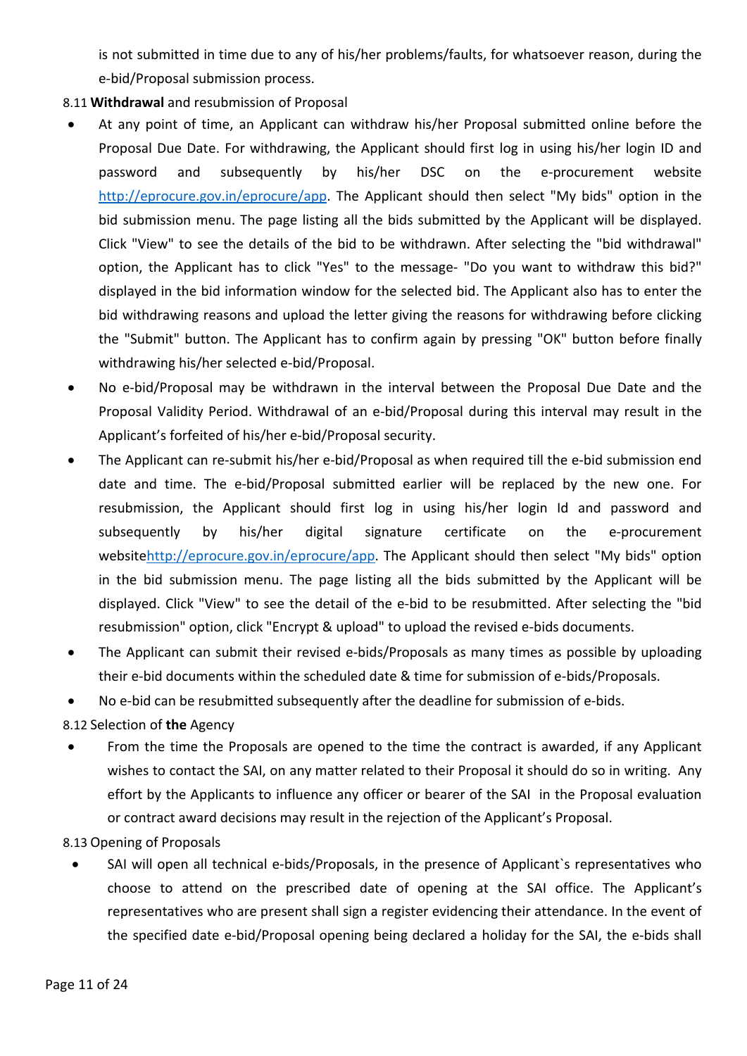is not submitted in time due to any of his/her problems/faults, for whatsoever reason, during the e-bid/Proposal submission process.

8.11 **Withdrawal** and resubmission of Proposal

- At any point of time, an Applicant can withdraw his/her Proposal submitted online before the Proposal Due Date. For withdrawing, the Applicant should first log in using his/her login ID and password and subsequently by his/her DSC on the e-procurement website http://eprocure.gov.in/eprocure/app. The Applicant should then select "My bids" option in the bid submission menu. The page listing all the bids submitted by the Applicant will be displayed. Click "View" to see the details of the bid to be withdrawn. After selecting the "bid withdrawal" option, the Applicant has to click "Yes" to the message- "Do you want to withdraw this bid?" displayed in the bid information window for the selected bid. The Applicant also has to enter the bid withdrawing reasons and upload the letter giving the reasons for withdrawing before clicking the "Submit" button. The Applicant has to confirm again by pressing "OK" button before finally withdrawing his/her selected e-bid/Proposal.
- No e-bid/Proposal may be withdrawn in the interval between the Proposal Due Date and the Proposal Validity Period. Withdrawal of an e-bid/Proposal during this interval may result in the Applicant's forfeited of his/her e-bid/Proposal security.
- The Applicant can re-submit his/her e-bid/Proposal as when required till the e-bid submission end date and time. The e-bid/Proposal submitted earlier will be replaced by the new one. For resubmission, the Applicant should first log in using his/her login Id and password and subsequently by his/her digital signature certificate on the e-procurement websitehttp://eprocure.gov.in/eprocure/app. The Applicant should then select "My bids" option in the bid submission menu. The page listing all the bids submitted by the Applicant will be displayed. Click "View" to see the detail of the e-bid to be resubmitted. After selecting the "bid resubmission" option, click "Encrypt & upload" to upload the revised e-bids documents.
- The Applicant can submit their revised e-bids/Proposals as many times as possible by uploading their e-bid documents within the scheduled date & time for submission of e-bids/Proposals.
- No e-bid can be resubmitted subsequently after the deadline for submission of e-bids.

8.12 Selection of **the** Agency

- From the time the Proposals are opened to the time the contract is awarded, if any Applicant wishes to contact the SAI, on any matter related to their Proposal it should do so in writing. Any effort by the Applicants to influence any officer or bearer of the SAI in the Proposal evaluation or contract award decisions may result in the rejection of the Applicant's Proposal.

8.13 Opening of Proposals

- SAI will open all technical e-bids/Proposals, in the presence of Applicant`s representatives who choose to attend on the prescribed date of opening at the SAI office. The Applicant's representatives who are present shall sign a register evidencing their attendance. In the event of the specified date e-bid/Proposal opening being declared a holiday for the SAI, the e-bids shall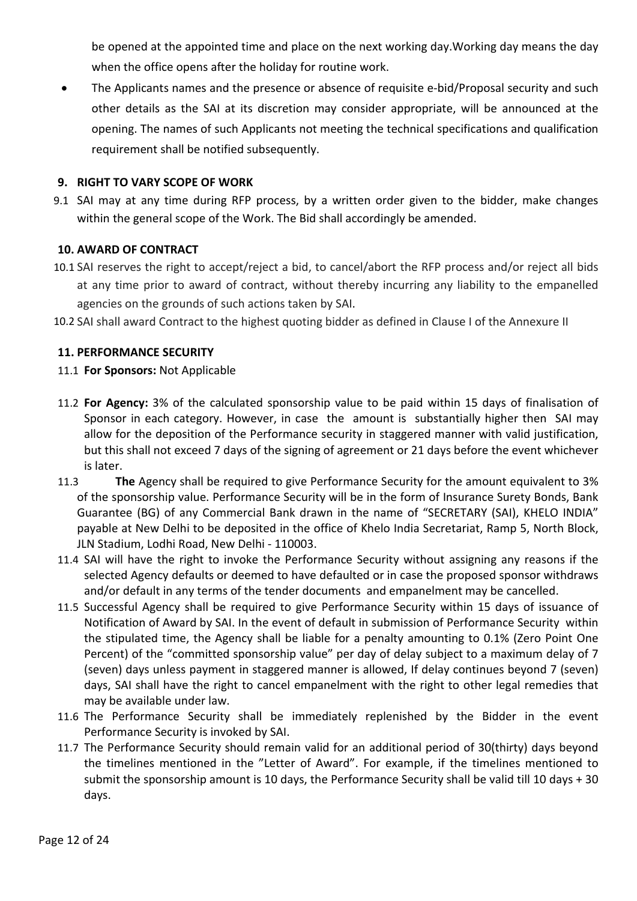be opened at the appointed time and place on the next working day.Working day means the day when the office opens after the holiday for routine work.

- The Applicants names and the presence or absence of requisite e-bid/Proposal security and such other details as the SAI at its discretion may consider appropriate, will be announced at the opening. The names of such Applicants not meeting the technical specifications and qualification requirement shall be notified subsequently.

### 9. RIGHT TO VARY SCOPE OF WORK

9.1 SAI may at any time during RFP process, by a written order given to the bidder, make changes within the general scope of the Work. The Bid shall accordingly be amended.

### 10. AWARD OF CONTRACT

10.1 SAI reserves the right to accept/reject a bid, to cancel/abort the RFP process and/or reject all bids at any time prior to award of contract, without thereby incurring any liability to the empanelled agencies on the grounds of such actions taken by SAI.

10.2 SAI shall award Contract to the highest quoting bidder as defined in Clause I of the Annexure II

### 11. PERFORMANCE SECURITY

11.1 **For Sponsors:** Not Applicable

11.2 **For Agency:** 3% of the calculated sponsorship value to be paid within 15 days of finalisation of Sponsor in each category. However, in case the amount is substantially higher then SAI may allow for the deposition of the Performance security in staggered manner with valid justification, but this shall not exceed 7 days of the signing of agreement or 21 days before the event whichever is later.

11.3 **The** Agency shall be required to give Performance Security for the amount equivalent to 3% of the sponsorship value. Performance Security will be in the form of Insurance Surety Bonds, Bank Guarantee (BG) of any Commercial Bank drawn in the name of "SECRETARY (SAI), KHELO INDIA" payable at New Delhi to be deposited in the office of Khelo India Secretariat, Ramp 5, North Block, JLN Stadium, Lodhi Road, New Delhi - 110003.

11.4 SAI will have the right to invoke the Performance Security without assigning any reasons if the selected Agency defaults or deemed to have defaulted or in case the proposed sponsor withdraws and/or default in any terms of the tender documents and empanelment may be cancelled.

11.5 Successful Agency shall be required to give Performance Security within 15 days of issuance of Notification of Award by SAI. In the event of default in submission of Performance Security within the stipulated time, the Agency shall be liable for a penalty amounting to 0.1% (Zero Point One Percent) of the "committed sponsorship value" per day of delay subject to a maximum delay of 7 (seven) days unless payment in staggered manner is allowed, If delay continues beyond 7 (seven) days, SAI shall have the right to cancel empanelment with the right to other legal remedies that may be available under law.

11.6 The Performance Security shall be immediately replenished by the Bidder in the event Performance Security is invoked by SAI.

11.7 The Performance Security should remain valid for an additional period of 30(thirty) days beyond the timelines mentioned in the "Letter of Award". For example, if the timelines mentioned to submit the sponsorship amount is 10 days, the Performance Security shall be valid till 10 days + 30 days.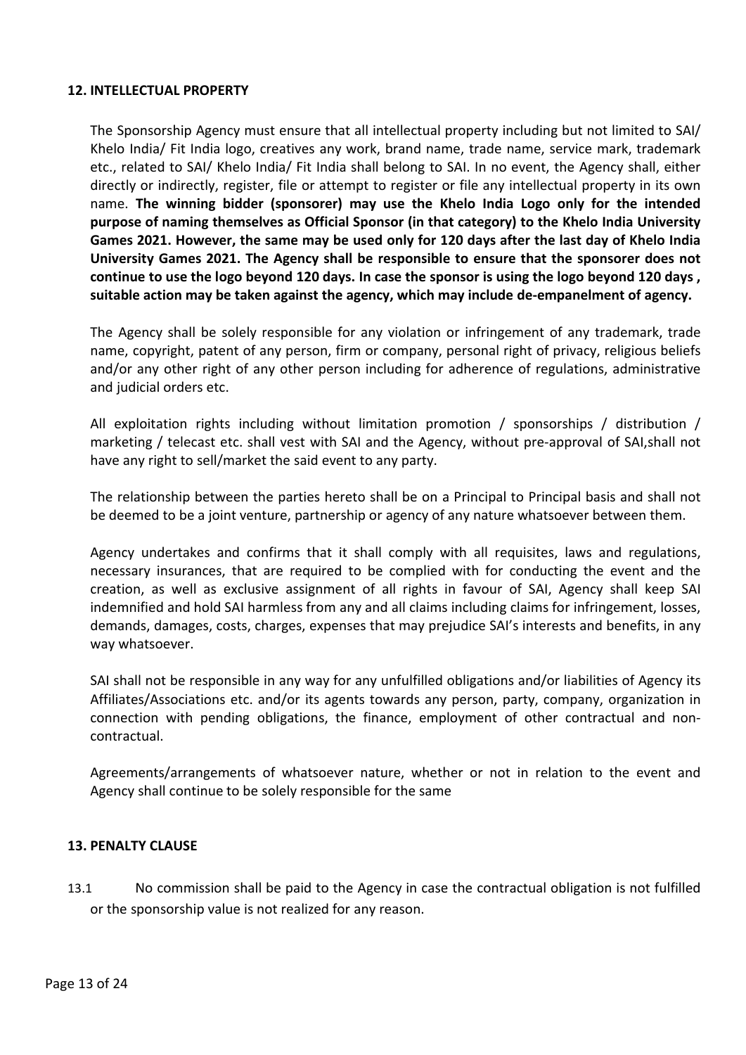## 12. INTELLECTUAL PROPERTY

The Sponsorship Agency must ensure that all intellectual property including but not limited to SAI/ Khelo India/ Fit India logo, creatives any work, brand name, trade name, service mark, trademark etc., related to SAI/ Khelo India/ Fit India shall belong to SAI. In no event, the Agency shall, either directly or indirectly, register, file or attempt to register or file any intellectual property in its own name. **The winning bidder (sponsorer) may use the Khelo India Logo only for the intended purpose of naming themselves as Official Sponsor (in that category) to the Khelo India University Games 2021. However, the same may be used only for 120 days after the last day of Khelo India University Games 2021. The Agency shall be responsible to ensure that the sponsorer does not continue to use the logo beyond 120 days. In case the sponsor is using the logo beyond 120 days , suitable action may be taken against the agency, which may include de-empanelment of agency.**

The Agency shall be solely responsible for any violation or infringement of any trademark, trade name, copyright, patent of any person, firm or company, personal right of privacy, religious beliefs and/or any other right of any other person including for adherence of regulations, administrative and judicial orders etc.

All exploitation rights including without limitation promotion / sponsorships / distribution / marketing / telecast etc. shall vest with SAI and the Agency, without pre-approval of SAI,shall not have any right to sell/market the said event to any party.

The relationship between the parties hereto shall be on a Principal to Principal basis and shall not be deemed to be a joint venture, partnership or agency of any nature whatsoever between them.

Agency undertakes and confirms that it shall comply with all requisites, laws and regulations, necessary insurances, that are required to be complied with for conducting the event and the creation, as well as exclusive assignment of all rights in favour of SAI, Agency shall keep SAI indemnified and hold SAI harmless from any and all claims including claims for infringement, losses, demands, damages, costs, charges, expenses that may prejudice SAI's interests and benefits, in any way whatsoever.

SAI shall not be responsible in any way for any unfulfilled obligations and/or liabilities of Agency its Affiliates/Associations etc. and/or its agents towards any person, party, company, organization in connection with pending obligations, the finance, employment of other contractual and non-contractual.

Agreements/arrangements of whatsoever nature, whether or not in relation to the event and Agency shall continue to be solely responsible for the same

## 13. PENALTY CLAUSE

13.1 No commission shall be paid to the Agency in case the contractual obligation is not fulfilled or the sponsorship value is not realized for any reason.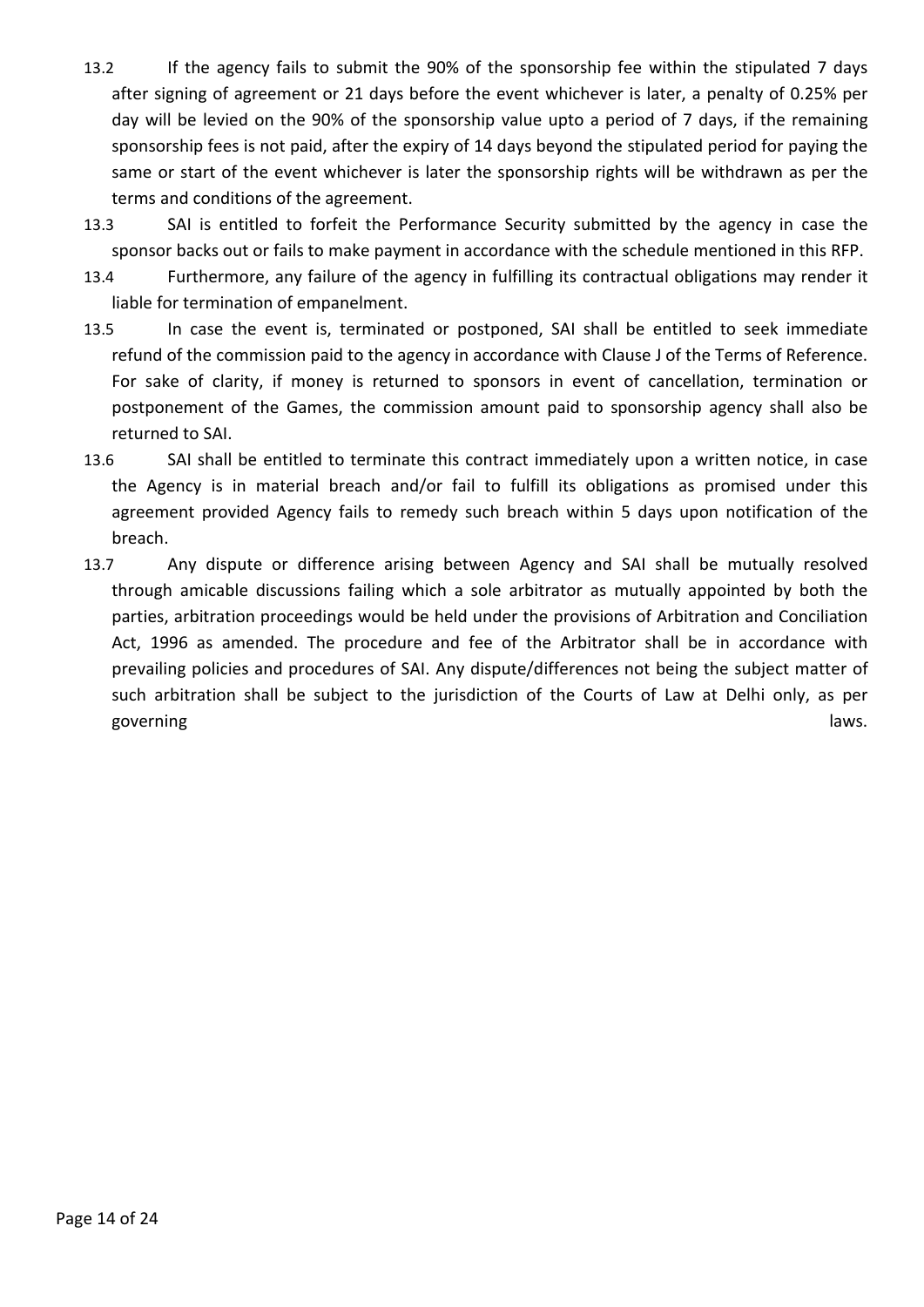13.2 If the agency fails to submit the 90% of the sponsorship fee within the stipulated 7 days after signing of agreement or 21 days before the event whichever is later, a penalty of 0.25% per day will be levied on the 90% of the sponsorship value upto a period of 7 days, if the remaining sponsorship fees is not paid, after the expiry of 14 days beyond the stipulated period for paying the same or start of the event whichever is later the sponsorship rights will be withdrawn as per the terms and conditions of the agreement.

13.3 SAI is entitled to forfeit the Performance Security submitted by the agency in case the sponsor backs out or fails to make payment in accordance with the schedule mentioned in this RFP.

13.4 Furthermore, any failure of the agency in fulfilling its contractual obligations may render it liable for termination of empanelment.

13.5 In case the event is, terminated or postponed, SAI shall be entitled to seek immediate refund of the commission paid to the agency in accordance with Clause J of the Terms of Reference. For sake of clarity, if money is returned to sponsors in event of cancellation, termination or postponement of the Games, the commission amount paid to sponsorship agency shall also be returned to SAI.

13.6 SAI shall be entitled to terminate this contract immediately upon a written notice, in case the Agency is in material breach and/or fail to fulfill its obligations as promised under this agreement provided Agency fails to remedy such breach within 5 days upon notification of the breach.

13.7 Any dispute or difference arising between Agency and SAI shall be mutually resolved through amicable discussions failing which a sole arbitrator as mutually appointed by both the parties, arbitration proceedings would be held under the provisions of Arbitration and Conciliation Act, 1996 as amended. The procedure and fee of the Arbitrator shall be in accordance with prevailing policies and procedures of SAI. Any dispute/differences not being the subject matter of such arbitration shall be subject to the jurisdiction of the Courts of Law at Delhi only, as per governing laws.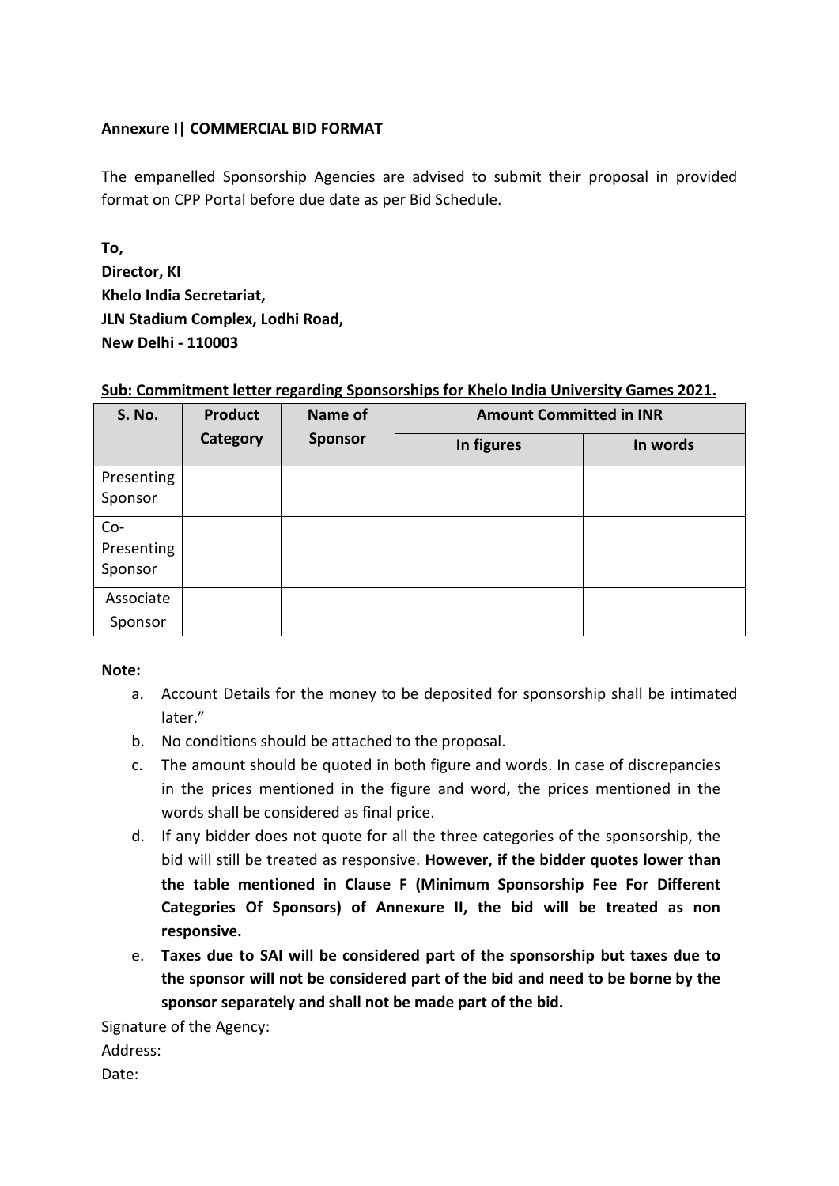**Annexure I| COMMERCIAL BID FORMAT**

The empanelled Sponsorship Agencies are advised to submit their proposal in provided format on CPP Portal before due date as per Bid Schedule.

**To,**
**Director, KI**
**Khelo India Secretariat,**
**JLN Stadium Complex, Lodhi Road,**
**New Delhi - 110003**

**Sub: Commitment letter regarding Sponsorships for Khelo India University Games 2021.**

| S. No. | Product Category | Name of Sponsor | Amount Committed in INR | |
|---|---|---|---|---|
| | | | In figures | In words |
| Presenting Sponsor | | | | |
| Co-Presenting Sponsor | | | | |
| Associate Sponsor | | | | |

**Note:**

a. Account Details for the money to be deposited for sponsorship shall be intimated later."
b. No conditions should be attached to the proposal.
c. The amount should be quoted in both figure and words. In case of discrepancies in the prices mentioned in the figure and word, the prices mentioned in the words shall be considered as final price.
d. If any bidder does not quote for all the three categories of the sponsorship, the bid will still be treated as responsive. **However, if the bidder quotes lower than the table mentioned in Clause F (Minimum Sponsorship Fee For Different Categories Of Sponsors) of Annexure II, the bid will be treated as non responsive.**
e. **Taxes due to SAI will be considered part of the sponsorship but taxes due to the sponsor will not be considered part of the bid and need to be borne by the sponsor separately and shall not be made part of the bid.**

Signature of the Agency:
Address:
Date: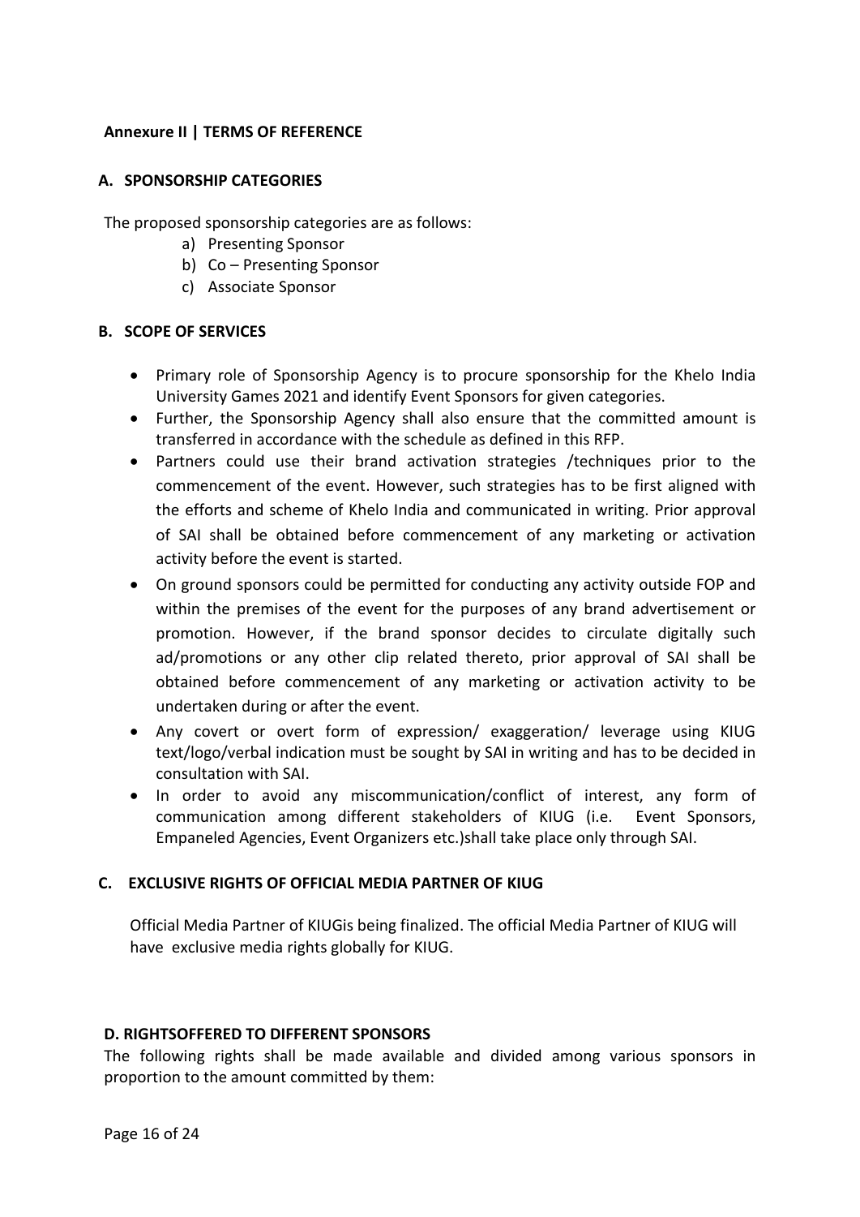**Annexure II | TERMS OF REFERENCE**

**A. SPONSORSHIP CATEGORIES**

The proposed sponsorship categories are as follows:

a) Presenting Sponsor
b) Co – Presenting Sponsor
c) Associate Sponsor

**B. SCOPE OF SERVICES**

- Primary role of Sponsorship Agency is to procure sponsorship for the Khelo India University Games 2021 and identify Event Sponsors for given categories.
- Further, the Sponsorship Agency shall also ensure that the committed amount is transferred in accordance with the schedule as defined in this RFP.
- Partners could use their brand activation strategies /techniques prior to the commencement of the event. However, such strategies has to be first aligned with the efforts and scheme of Khelo India and communicated in writing. Prior approval of SAI shall be obtained before commencement of any marketing or activation activity before the event is started.
- On ground sponsors could be permitted for conducting any activity outside FOP and within the premises of the event for the purposes of any brand advertisement or promotion. However, if the brand sponsor decides to circulate digitally such ad/promotions or any other clip related thereto, prior approval of SAI shall be obtained before commencement of any marketing or activation activity to be undertaken during or after the event.
- Any covert or overt form of expression/ exaggeration/ leverage using KIUG text/logo/verbal indication must be sought by SAI in writing and has to be decided in consultation with SAI.
- In order to avoid any miscommunication/conflict of interest, any form of communication among different stakeholders of KIUG (i.e. Event Sponsors, Empaneled Agencies, Event Organizers etc.)shall take place only through SAI.

**C. EXCLUSIVE RIGHTS OF OFFICIAL MEDIA PARTNER OF KIUG**

Official Media Partner of KIUGis being finalized. The official Media Partner of KIUG will have exclusive media rights globally for KIUG.

**D. RIGHTSOFFERED TO DIFFERENT SPONSORS**

The following rights shall be made available and divided among various sponsors in proportion to the amount committed by them: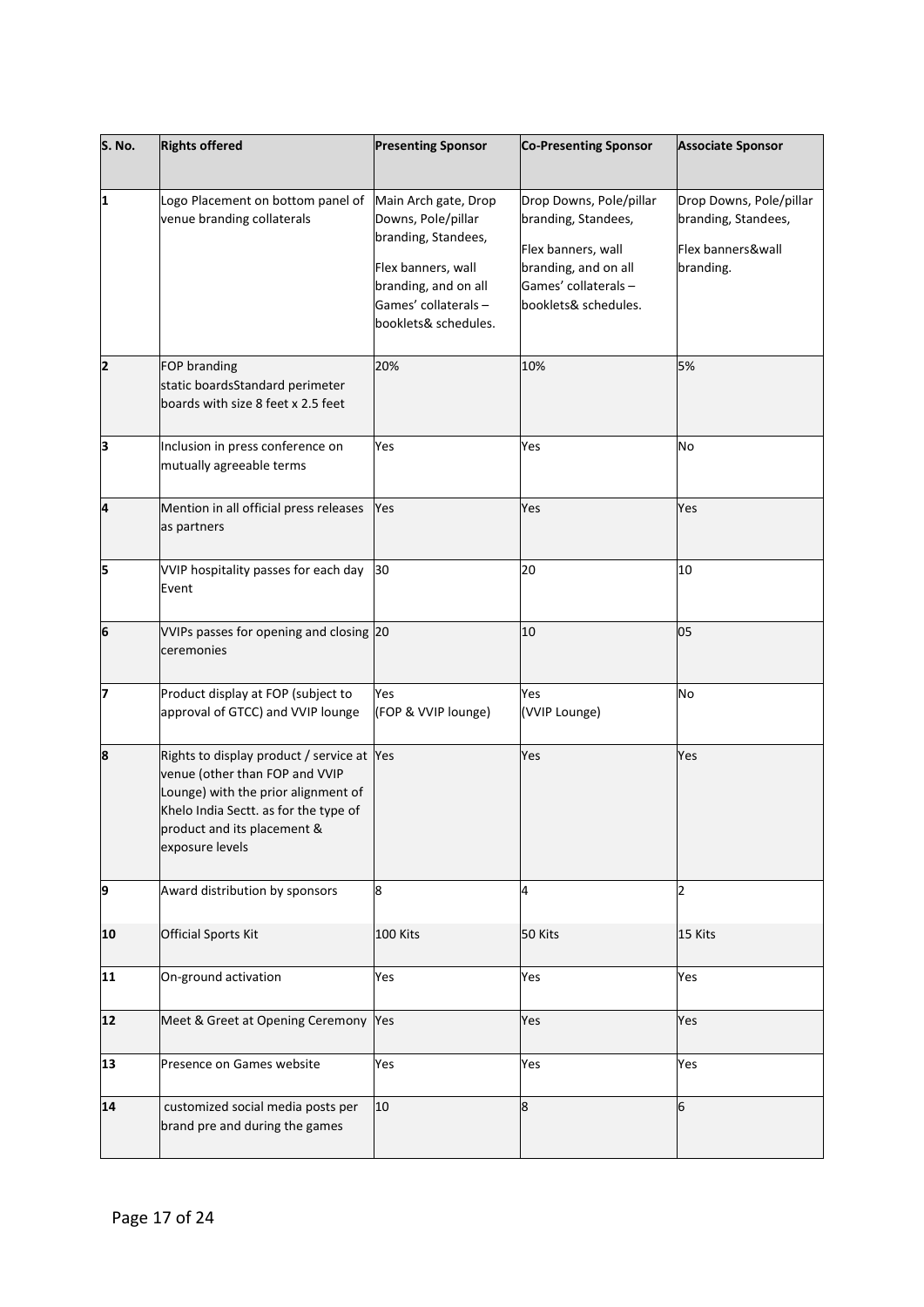| S. No. | Rights offered | Presenting Sponsor | Co-Presenting Sponsor | Associate Sponsor |
|---|---|---|---|---|
| 1 | Logo Placement on bottom panel of venue branding collaterals | Main Arch gate, Drop Downs, Pole/pillar branding, Standees, Flex banners, wall branding, and on all Games' collaterals – booklets& schedules. | Drop Downs, Pole/pillar branding, Standees, Flex banners, wall branding, and on all Games' collaterals – booklets& schedules. | Drop Downs, Pole/pillar branding, Standees, Flex banners&wall branding. |
| 2 | FOP branding static boardsStandard perimeter boards with size 8 feet x 2.5 feet | 20% | 10% | 5% |
| 3 | Inclusion in press conference on mutually agreeable terms | Yes | Yes | No |
| 4 | Mention in all official press releases as partners | Yes | Yes | Yes |
| 5 | VVIP hospitality passes for each day Event | 30 | 20 | 10 |
| 6 | VVIPs passes for opening and closing ceremonies | 20 | 10 | 05 |
| 7 | Product display at FOP (subject to approval of GTCC) and VVIP lounge | Yes (FOP & VVIP lounge) | Yes (VVIP Lounge) | No |
| 8 | Rights to display product / service at venue (other than FOP and VVIP Lounge) with the prior alignment of Khelo India Sectt. as for the type of product and its placement & exposure levels | Yes | Yes | Yes |
| 9 | Award distribution by sponsors | 8 | 4 | 2 |
| 10 | Official Sports Kit | 100 Kits | 50 Kits | 15 Kits |
| 11 | On-ground activation | Yes | Yes | Yes |
| 12 | Meet & Greet at Opening Ceremony | Yes | Yes | Yes |
| 13 | Presence on Games website | Yes | Yes | Yes |
| 14 | customized social media posts per brand pre and during the games | 10 | 8 | 6 |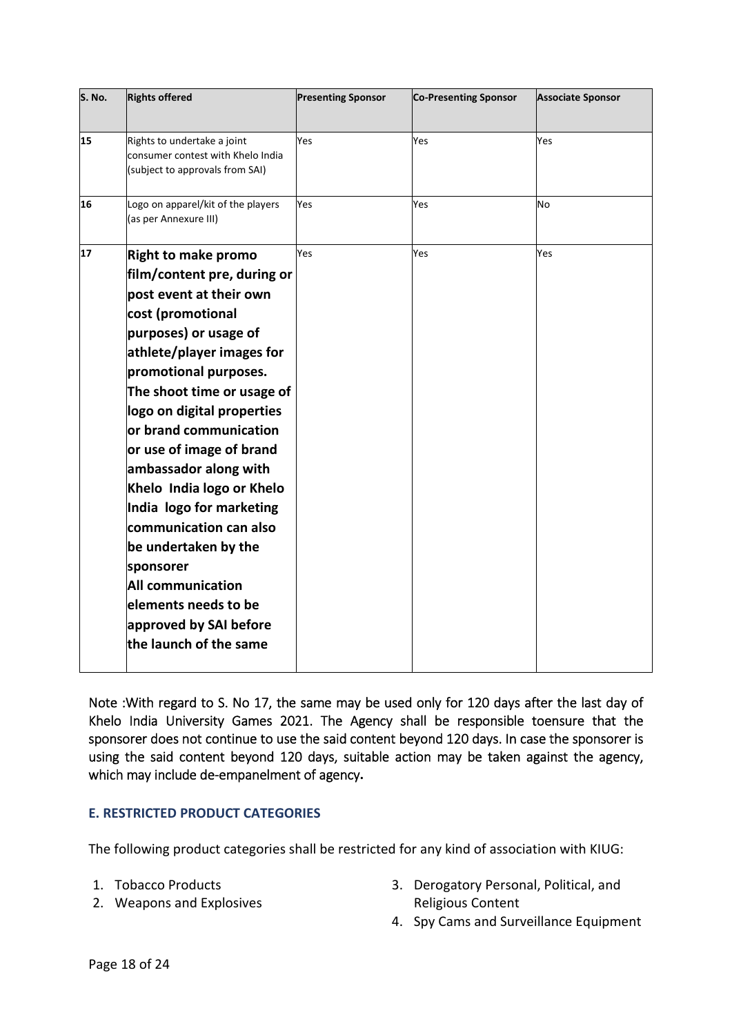| S. No. | Rights offered | Presenting Sponsor | Co-Presenting Sponsor | Associate Sponsor |
|---|---|---|---|---|
| 15 | Rights to undertake a joint consumer contest with Khelo India (subject to approvals from SAI) | Yes | Yes | Yes |
| 16 | Logo on apparel/kit of the players (as per Annexure III) | Yes | Yes | No |
| 17 | **Right to make promo film/content pre, during or post event at their own cost (promotional purposes) or usage of athlete/player images for promotional purposes. The shoot time or usage of logo on digital properties or brand communication or use of image of brand ambassador along with Khelo India logo or Khelo India logo for marketing communication can also be undertaken by the sponsorer All communication elements needs to be approved by SAI before the launch of the same** | Yes | Yes | Yes |

Note :With regard to S. No 17, the same may be used only for 120 days after the last day of Khelo India University Games 2021. The Agency shall be responsible toensure that the sponsorer does not continue to use the said content beyond 120 days. In case the sponsorer is using the said content beyond 120 days, suitable action may be taken against the agency, which may include de-empanelment of agency**.**

## E. RESTRICTED PRODUCT CATEGORIES

The following product categories shall be restricted for any kind of association with KIUG:

1. Tobacco Products
2. Weapons and Explosives
3. Derogatory Personal, Political, and Religious Content
4. Spy Cams and Surveillance Equipment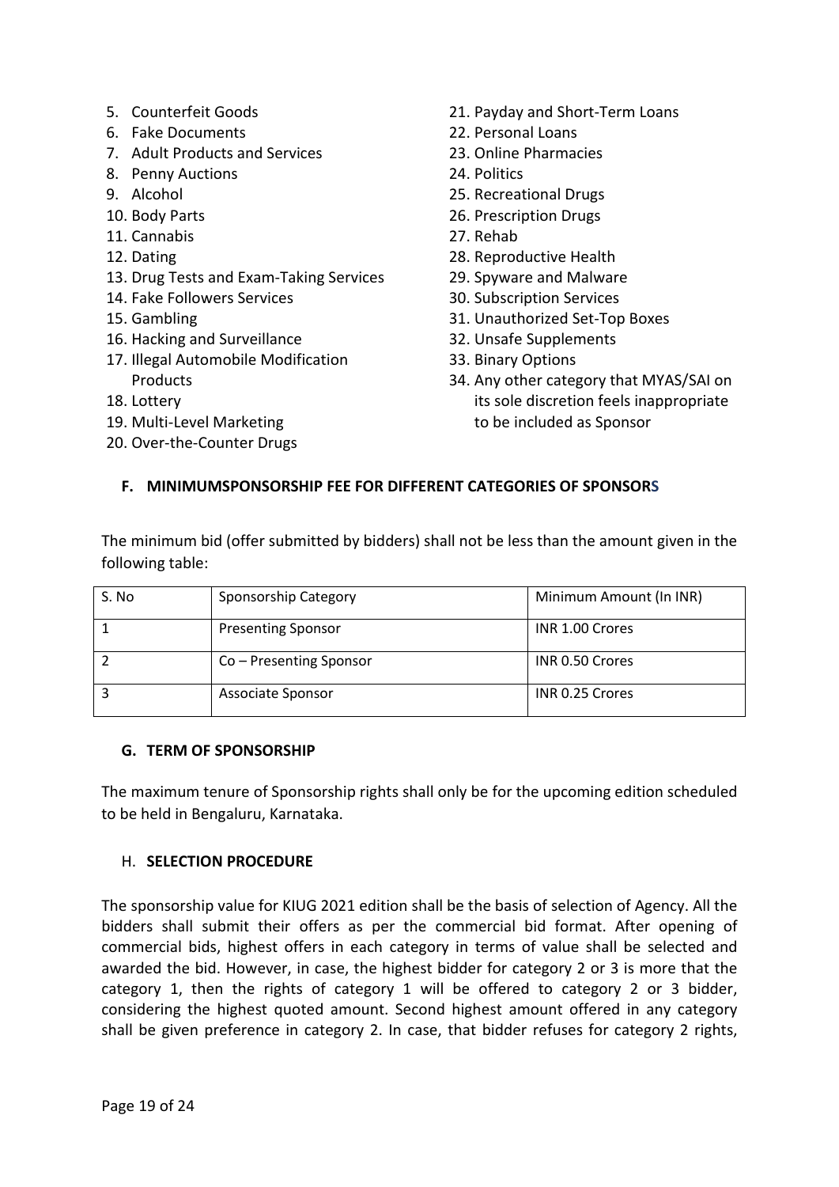5. Counterfeit Goods
6. Fake Documents
7. Adult Products and Services
8. Penny Auctions
9. Alcohol
10. Body Parts
11. Cannabis
12. Dating
13. Drug Tests and Exam-Taking Services
14. Fake Followers Services
15. Gambling
16. Hacking and Surveillance
17. Illegal Automobile Modification Products
18. Lottery
19. Multi-Level Marketing
20. Over-the-Counter Drugs
21. Payday and Short-Term Loans
22. Personal Loans
23. Online Pharmacies
24. Politics
25. Recreational Drugs
26. Prescription Drugs
27. Rehab
28. Reproductive Health
29. Spyware and Malware
30. Subscription Services
31. Unauthorized Set-Top Boxes
32. Unsafe Supplements
33. Binary Options
34. Any other category that MYAS/SAI on its sole discretion feels inappropriate to be included as Sponsor

### F. MINIMUMSPONSORSHIP FEE FOR DIFFERENT CATEGORIES OF SPONSORS

The minimum bid (offer submitted by bidders) shall not be less than the amount given in the following table:

| S. No | Sponsorship Category | Minimum Amount (In INR) |
|---|---|---|
| 1 | Presenting Sponsor | INR 1.00 Crores |
| 2 | Co – Presenting Sponsor | INR 0.50 Crores |
| 3 | Associate Sponsor | INR 0.25 Crores |

### G. TERM OF SPONSORSHIP

The maximum tenure of Sponsorship rights shall only be for the upcoming edition scheduled to be held in Bengaluru, Karnataka.

### H. SELECTION PROCEDURE

The sponsorship value for KIUG 2021 edition shall be the basis of selection of Agency. All the bidders shall submit their offers as per the commercial bid format. After opening of commercial bids, highest offers in each category in terms of value shall be selected and awarded the bid. However, in case, the highest bidder for category 2 or 3 is more that the category 1, then the rights of category 1 will be offered to category 2 or 3 bidder, considering the highest quoted amount. Second highest amount offered in any category shall be given preference in category 2. In case, that bidder refuses for category 2 rights,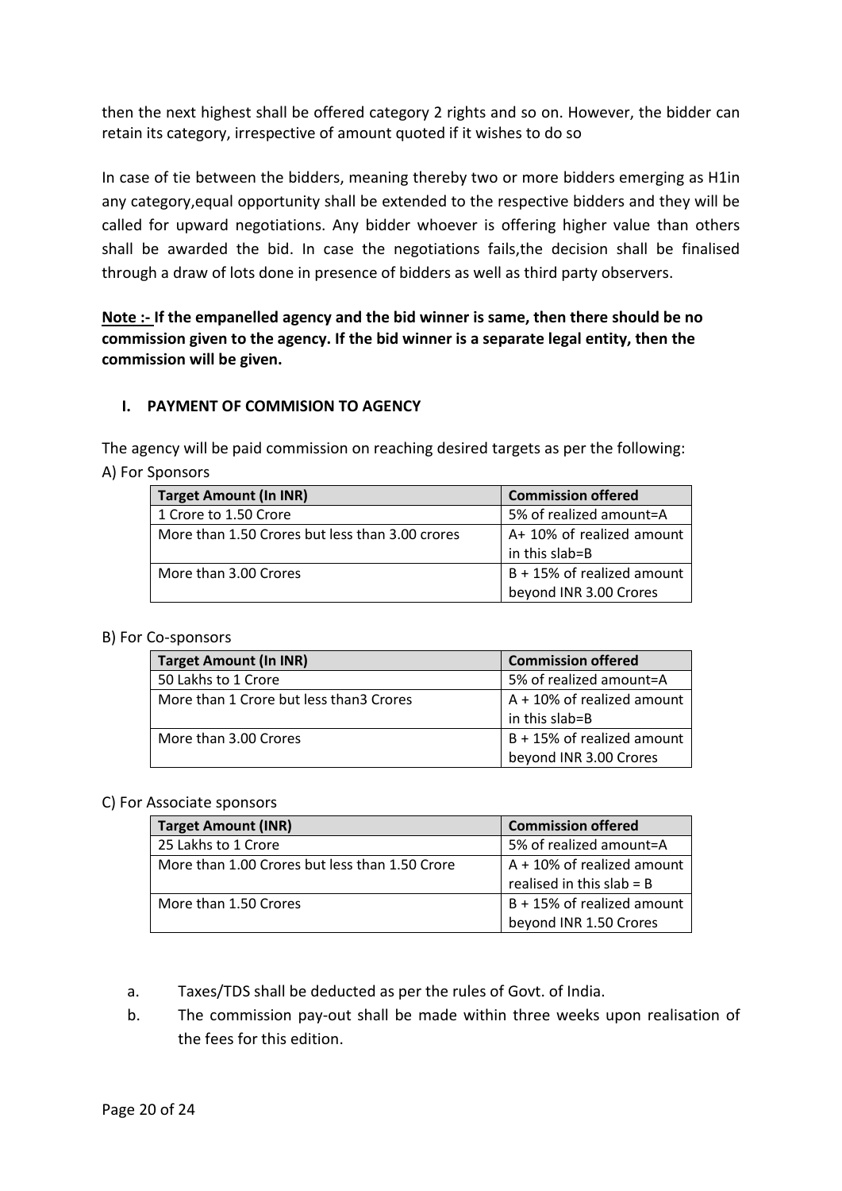then the next highest shall be offered category 2 rights and so on. However, the bidder can retain its category, irrespective of amount quoted if it wishes to do so

In case of tie between the bidders, meaning thereby two or more bidders emerging as H1in any category,equal opportunity shall be extended to the respective bidders and they will be called for upward negotiations. Any bidder whoever is offering higher value than others shall be awarded the bid. In case the negotiations fails,the decision shall be finalised through a draw of lots done in presence of bidders as well as third party observers.

**Note :- If the empanelled agency and the bid winner is same, then there should be no commission given to the agency. If the bid winner is a separate legal entity, then the commission will be given.**

## I. PAYMENT OF COMMISION TO AGENCY

The agency will be paid commission on reaching desired targets as per the following:

A) For Sponsors

| Target Amount (In INR) | Commission offered |
|---|---|
| 1 Crore to 1.50 Crore | 5% of realized amount=A |
| More than 1.50 Crores but less than 3.00 crores | A+ 10% of realized amount in this slab=B |
| More than 3.00 Crores | B + 15% of realized amount beyond INR 3.00 Crores |

B) For Co-sponsors

| Target Amount (In INR) | Commission offered |
|---|---|
| 50 Lakhs to 1 Crore | 5% of realized amount=A |
| More than 1 Crore but less than3 Crores | A + 10% of realized amount in this slab=B |
| More than 3.00 Crores | B + 15% of realized amount beyond INR 3.00 Crores |

C) For Associate sponsors

| Target Amount (INR) | Commission offered |
|---|---|
| 25 Lakhs to 1 Crore | 5% of realized amount=A |
| More than 1.00 Crores but less than 1.50 Crore | A + 10% of realized amount realised in this slab = B |
| More than 1.50 Crores | B + 15% of realized amount beyond INR 1.50 Crores |

a. Taxes/TDS shall be deducted as per the rules of Govt. of India.

b. The commission pay-out shall be made within three weeks upon realisation of the fees for this edition.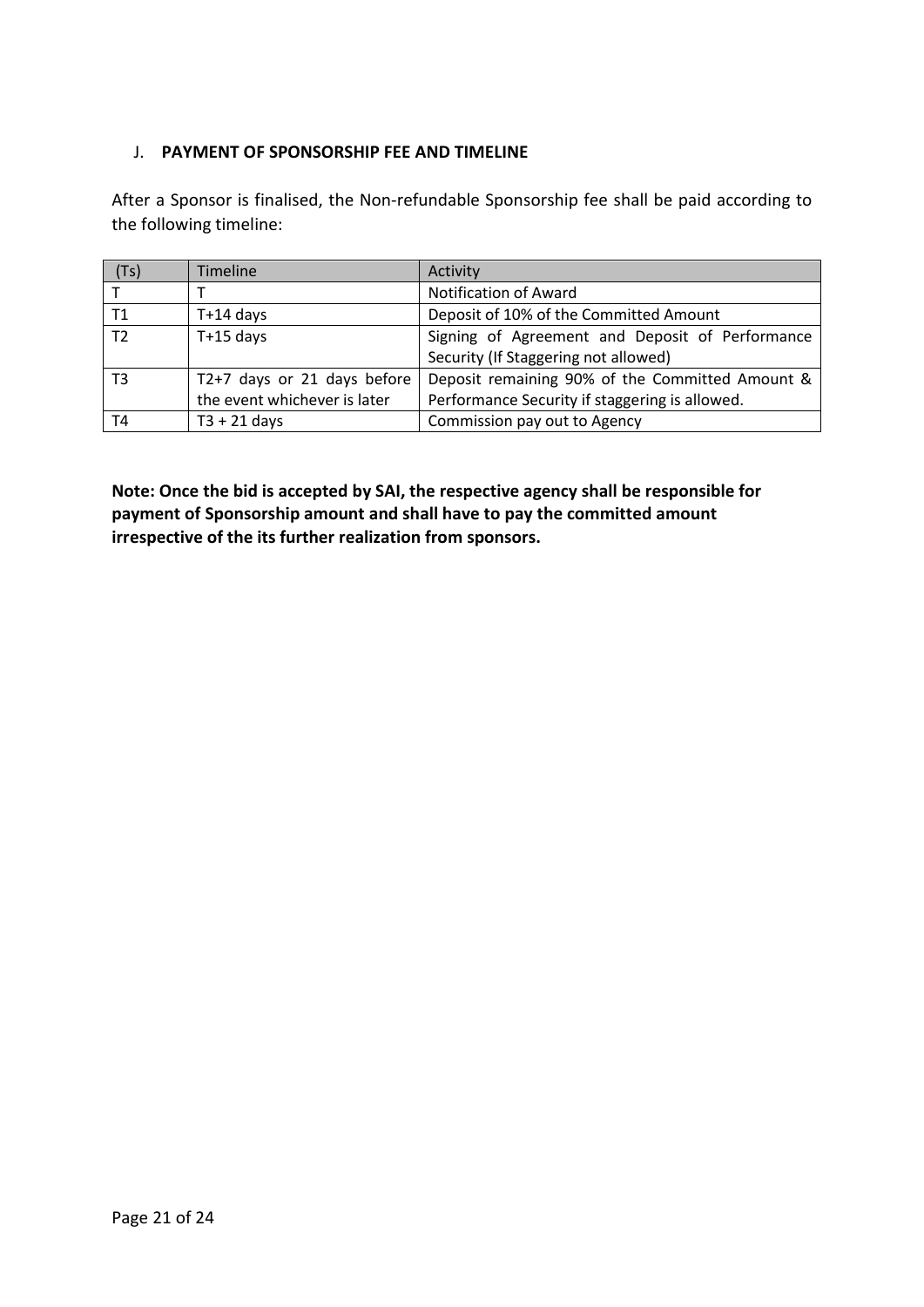## J. **PAYMENT OF SPONSORSHIP FEE AND TIMELINE**

After a Sponsor is finalised, the Non-refundable Sponsorship fee shall be paid according to the following timeline:

| (Ts) | Timeline | Activity |
|---|---|---|
| T | T | Notification of Award |
| T1 | T+14 days | Deposit of 10% of the Committed Amount |
| T2 | T+15 days | Signing of Agreement and Deposit of Performance Security (If Staggering not allowed) |
| T3 | T2+7 days or 21 days before the event whichever is later | Deposit remaining 90% of the Committed Amount & Performance Security if staggering is allowed. |
| T4 | T3 + 21 days | Commission pay out to Agency |

**Note: Once the bid is accepted by SAI, the respective agency shall be responsible for payment of Sponsorship amount and shall have to pay the committed amount irrespective of the its further realization from sponsors.**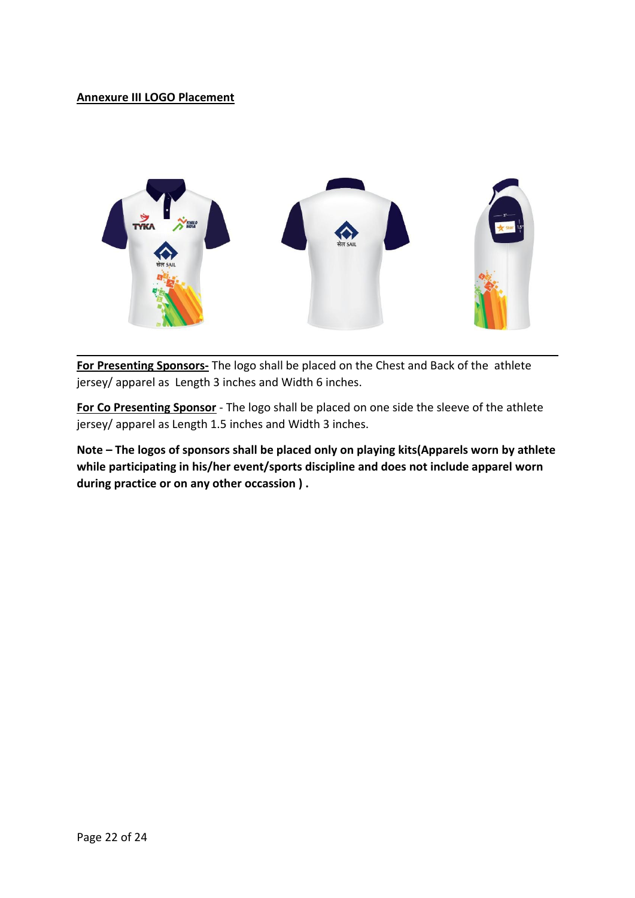## Annexure III LOGO Placement

**For Presenting Sponsors-** The logo shall be placed on the Chest and Back of the athlete jersey/ apparel as Length 3 inches and Width 6 inches.

**For Co Presenting Sponsor** - The logo shall be placed on one side the sleeve of the athlete jersey/ apparel as Length 1.5 inches and Width 3 inches.

**Note – The logos of sponsors shall be placed only on playing kits(Apparels worn by athlete while participating in his/her event/sports discipline and does not include apparel worn during practice or on any other occassion ) .**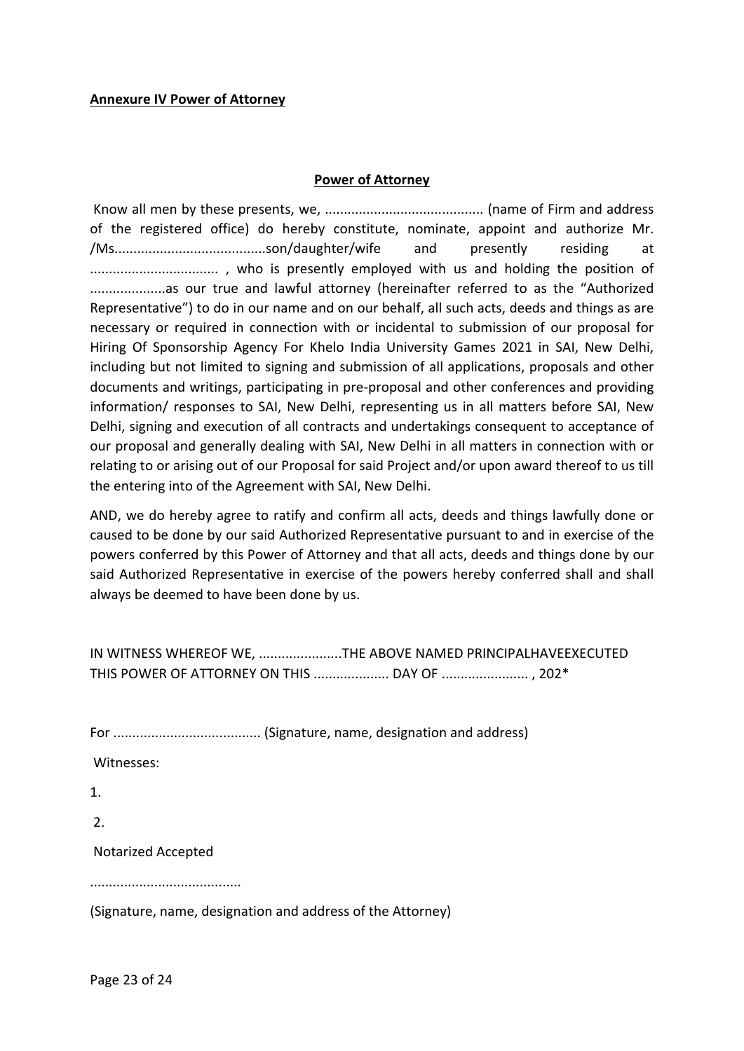**Annexure IV Power of Attorney**

**Power of Attorney**

Know all men by these presents, we, .......................................... (name of Firm and address of the registered office) do hereby constitute, nominate, appoint and authorize Mr. /Ms........................................son/daughter/wife and presently residing at ................................. , who is presently employed with us and holding the position of ....................as our true and lawful attorney (hereinafter referred to as the "Authorized Representative") to do in our name and on our behalf, all such acts, deeds and things as are necessary or required in connection with or incidental to submission of our proposal for Hiring Of Sponsorship Agency For Khelo India University Games 2021 in SAI, New Delhi, including but not limited to signing and submission of all applications, proposals and other documents and writings, participating in pre-proposal and other conferences and providing information/ responses to SAI, New Delhi, representing us in all matters before SAI, New Delhi, signing and execution of all contracts and undertakings consequent to acceptance of our proposal and generally dealing with SAI, New Delhi in all matters in connection with or relating to or arising out of our Proposal for said Project and/or upon award thereof to us till the entering into of the Agreement with SAI, New Delhi.

AND, we do hereby agree to ratify and confirm all acts, deeds and things lawfully done or caused to be done by our said Authorized Representative pursuant to and in exercise of the powers conferred by this Power of Attorney and that all acts, deeds and things done by our said Authorized Representative in exercise of the powers hereby conferred shall and shall always be deemed to have been done by us.

IN WITNESS WHEREOF WE, ......................THE ABOVE NAMED PRINCIPALHAVEEXECUTED THIS POWER OF ATTORNEY ON THIS .................... DAY OF ....................... , 202*

For ....................................... (Signature, name, designation and address)

Witnesses:

1.

2.

Notarized Accepted

........................................

(Signature, name, designation and address of the Attorney)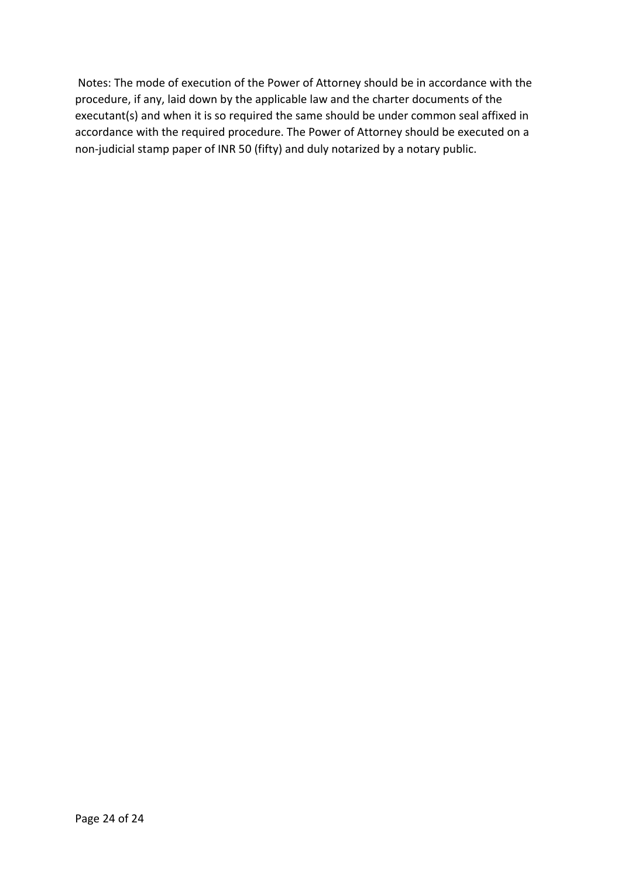Notes: The mode of execution of the Power of Attorney should be in accordance with the procedure, if any, laid down by the applicable law and the charter documents of the executant(s) and when it is so required the same should be under common seal affixed in accordance with the required procedure. The Power of Attorney should be executed on a non-judicial stamp paper of INR 50 (fifty) and duly notarized by a notary public.